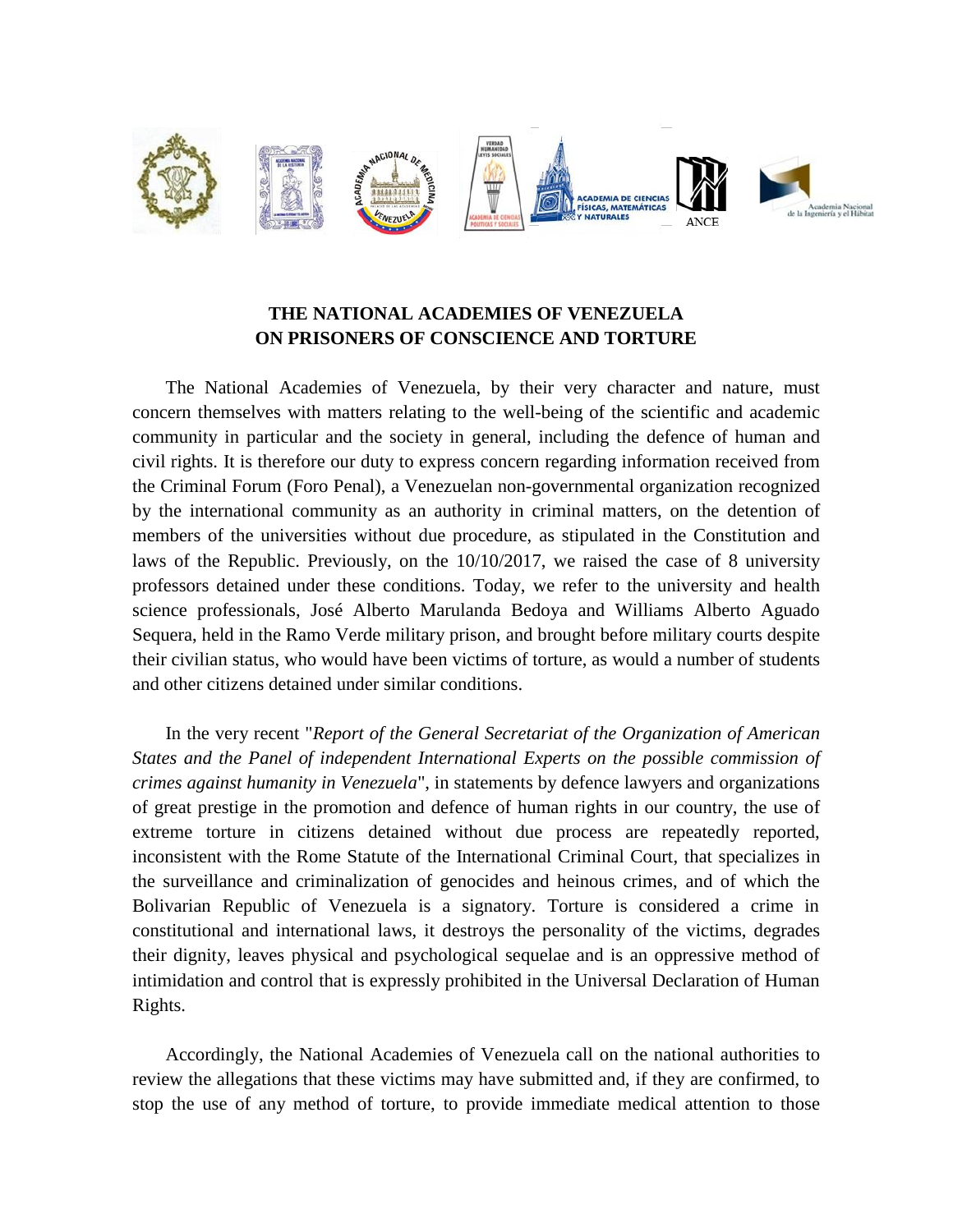## THE NATIONAL ACADEMIES OF VENEZUELA ON PRISONERS OF CONSCIENCE AND TORTURE

The National Academies of Venezuela, by their very character and nature, must concern themselves with matters relating to the well-being of the scientific and academic community in particular and the society in general, including the defence of human and civil rights. It is therefore our duty to express concern regarding information received from the Criminal Forum (Foro Penal), a Venezuelan non-governmental organization recognized by the international community as an authority in criminal matters, on the detention of members of the universities without due procedure, as stipulated in the Constitution and laws of the Republic. Previously, on the 10/10/2017, we raised the case of 8 university professors detained under these conditions. Today, we refer to the university and health science professionals, José Alberto Marulanda Bedoya and Williams Alberto Aguado Sequera, held in the Ramo Verde military prison, and brought before military courts despite their civilian status, who would have been victims of torture, as would a number of students and other citizens detained under similar conditions.

In the very recent "*Report of the General Secretariat of the Organization of American States and the Panel of independent International Experts on the possible commission of crimes against humanity in Venezuela*", in statements by defence lawyers and organizations of great prestige in the promotion and defence of human rights in our country, the use of extreme torture in citizens detained without due process are repeatedly reported, inconsistent with the Rome Statute of the International Criminal Court, that specializes in the surveillance and criminalization of genocides and heinous crimes, and of which the Bolivarian Republic of Venezuela is a signatory. Torture is considered a crime in constitutional and international laws, it destroys the personality of the victims, degrades their dignity, leaves physical and psychological sequelae and is an oppressive method of intimidation and control that is expressly prohibited in the Universal Declaration of Human Rights.

Accordingly, the National Academies of Venezuela call on the national authorities to review the allegations that these victims may have submitted and, if they are confirmed, to stop the use of any method of torture, to provide immediate medical attention to those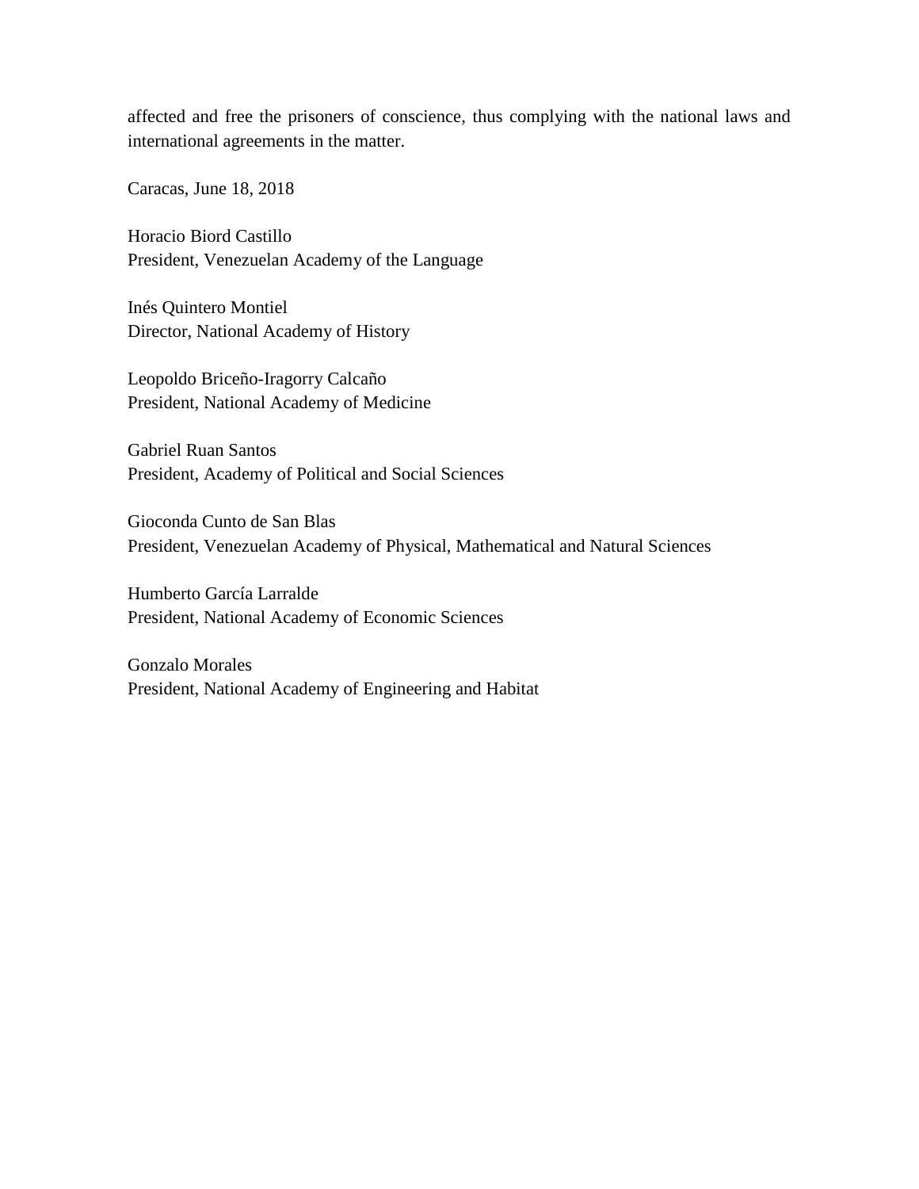affected and free the prisoners of conscience, thus complying with the national laws and international agreements in the matter.

Caracas, June 18, 2018

Horacio Biord Castillo
President, Venezuelan Academy of the Language

Inés Quintero Montiel
Director, National Academy of History

Leopoldo Briceño-Iragorry Calcaño
President, National Academy of Medicine

Gabriel Ruan Santos
President, Academy of Political and Social Sciences

Gioconda Cunto de San Blas
President, Venezuelan Academy of Physical, Mathematical and Natural Sciences

Humberto García Larralde
President, National Academy of Economic Sciences

Gonzalo Morales
President, National Academy of Engineering and Habitat